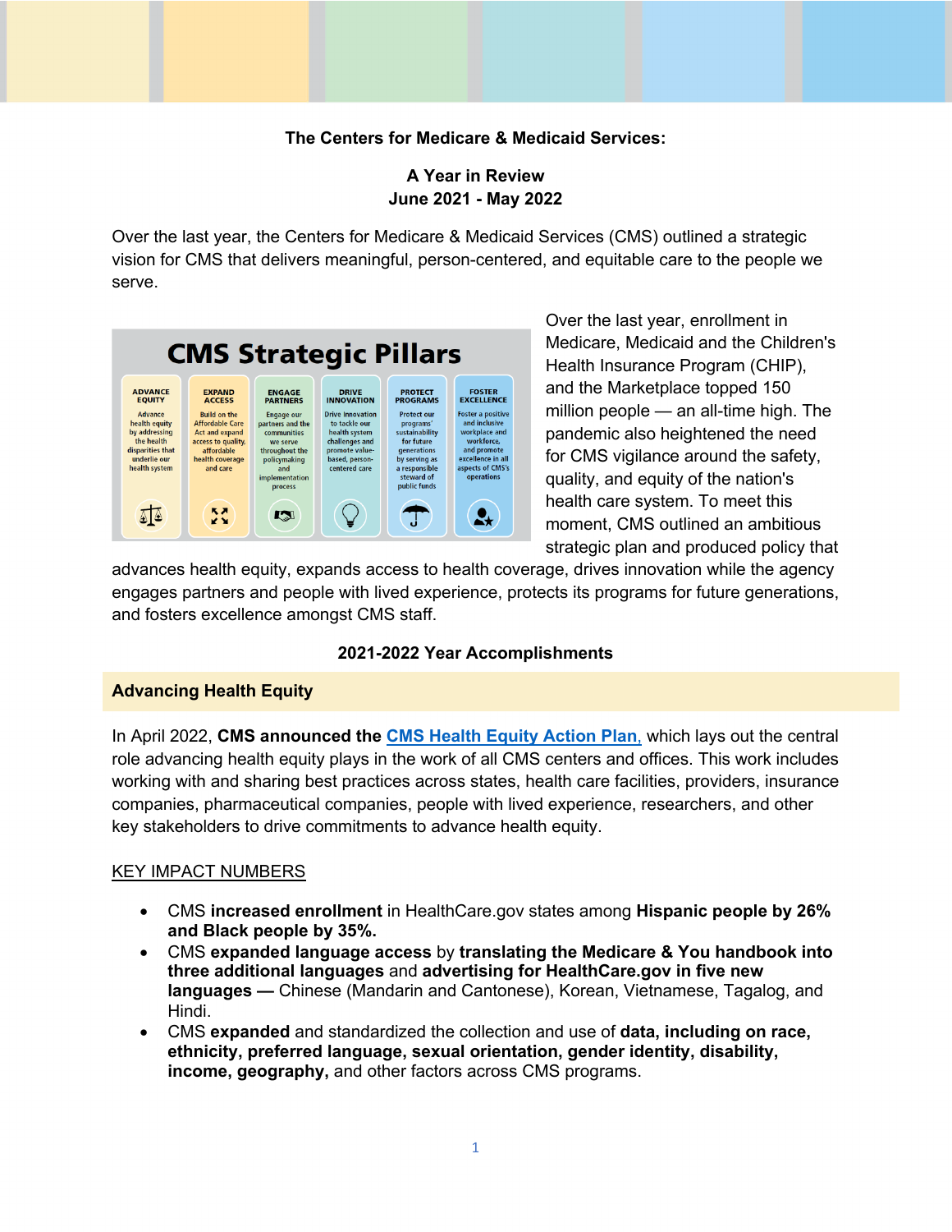**The Centers for Medicare & Medicaid Services:**

**A Year in Review**
**June 2021 - May 2022**

Over the last year, the Centers for Medicare & Medicaid Services (CMS) outlined a strategic vision for CMS that delivers meaningful, person-centered, and equitable care to the people we serve.

**CMS Strategic Pillars**

| ADVANCE EQUITY | EXPAND ACCESS | ENGAGE PARTNERS | DRIVE INNOVATION | PROTECT PROGRAMS | FOSTER EXCELLENCE |
|---|---|---|---|---|---|
| Advance health equity by addressing the health disparities that underlie our health system | Build on the Affordable Care Act and expand access to quality, affordable health coverage and care | Engage our partners and the communities we serve throughout the policymaking and implementation process | Drive Innovation to tackle our health system challenges and promote value-based, person-centered care | Protect our programs' sustainability for future generations by serving as a responsible steward of public funds | Foster a positive and inclusive workplace and workforce, and promote excellence in all aspects of CMS's operations |

Over the last year, enrollment in Medicare, Medicaid and the Children's Health Insurance Program (CHIP), and the Marketplace topped 150 million people — an all-time high. The pandemic also heightened the need for CMS vigilance around the safety, quality, and equity of the nation's health care system. To meet this moment, CMS outlined an ambitious strategic plan and produced policy that advances health equity, expands access to health coverage, drives innovation while the agency engages partners and people with lived experience, protects its programs for future generations, and fosters excellence amongst CMS staff.

## 2021-2022 Year Accomplishments

### Advancing Health Equity

In April 2022, **CMS announced the** [CMS Health Equity Action Plan](), which lays out the central role advancing health equity plays in the work of all CMS centers and offices. This work includes working with and sharing best practices across states, health care facilities, providers, insurance companies, pharmaceutical companies, people with lived experience, researchers, and other key stakeholders to drive commitments to advance health equity.

KEY IMPACT NUMBERS

- CMS **increased enrollment** in HealthCare.gov states among **Hispanic people by 26% and Black people by 35%.**
- CMS **expanded language access** by **translating the Medicare & You handbook into three additional languages** and **advertising for HealthCare.gov in five new languages —** Chinese (Mandarin and Cantonese), Korean, Vietnamese, Tagalog, and Hindi.
- CMS **expanded** and standardized the collection and use of **data, including on race, ethnicity, preferred language, sexual orientation, gender identity, disability, income, geography,** and other factors across CMS programs.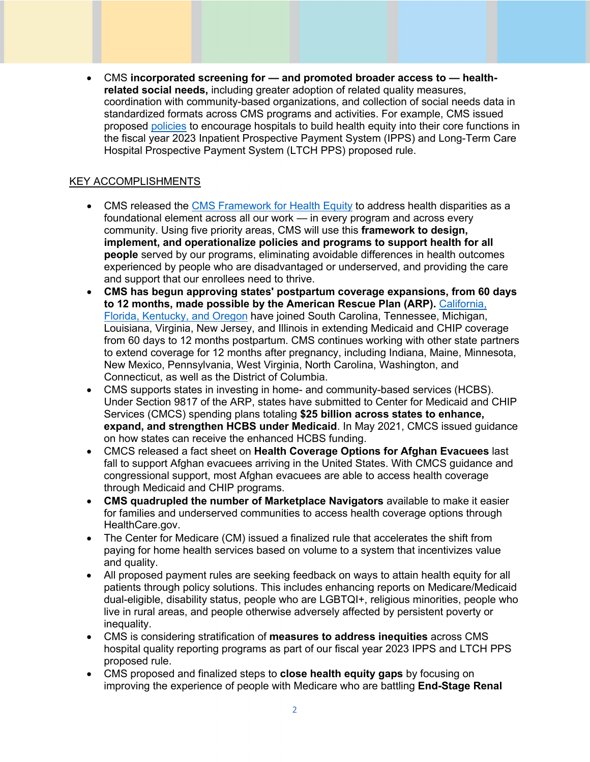- CMS **incorporated screening for — and promoted broader access to — health-related social needs,** including greater adoption of related quality measures, coordination with community-based organizations, and collection of social needs data in standardized formats across CMS programs and activities. For example, CMS issued proposed policies to encourage hospitals to build health equity into their core functions in the fiscal year 2023 Inpatient Prospective Payment System (IPPS) and Long-Term Care Hospital Prospective Payment System (LTCH PPS) proposed rule.

KEY ACCOMPLISHMENTS

- CMS released the CMS Framework for Health Equity to address health disparities as a foundational element across all our work — in every program and across every community. Using five priority areas, CMS will use this **framework to design, implement, and operationalize policies and programs to support health for all people** served by our programs, eliminating avoidable differences in health outcomes experienced by people who are disadvantaged or underserved, and providing the care and support that our enrollees need to thrive.
- **CMS has begun approving states' postpartum coverage expansions, from 60 days to 12 months, made possible by the American Rescue Plan (ARP).** California, Florida, Kentucky, and Oregon have joined South Carolina, Tennessee, Michigan, Louisiana, Virginia, New Jersey, and Illinois in extending Medicaid and CHIP coverage from 60 days to 12 months postpartum. CMS continues working with other state partners to extend coverage for 12 months after pregnancy, including Indiana, Maine, Minnesota, New Mexico, Pennsylvania, West Virginia, North Carolina, Washington, and Connecticut, as well as the District of Columbia.
- CMS supports states in investing in home- and community-based services (HCBS). Under Section 9817 of the ARP, states have submitted to Center for Medicaid and CHIP Services (CMCS) spending plans totaling **$25 billion across states to enhance, expand, and strengthen HCBS under Medicaid**. In May 2021, CMCS issued guidance on how states can receive the enhanced HCBS funding.
- CMCS released a fact sheet on **Health Coverage Options for Afghan Evacuees** last fall to support Afghan evacuees arriving in the United States. With CMCS guidance and congressional support, most Afghan evacuees are able to access health coverage through Medicaid and CHIP programs.
- **CMS quadrupled the number of Marketplace Navigators** available to make it easier for families and underserved communities to access health coverage options through HealthCare.gov.
- The Center for Medicare (CM) issued a finalized rule that accelerates the shift from paying for home health services based on volume to a system that incentivizes value and quality.
- All proposed payment rules are seeking feedback on ways to attain health equity for all patients through policy solutions. This includes enhancing reports on Medicare/Medicaid dual-eligible, disability status, people who are LGBTQI+, religious minorities, people who live in rural areas, and people otherwise adversely affected by persistent poverty or inequality.
- CMS is considering stratification of **measures to address inequities** across CMS hospital quality reporting programs as part of our fiscal year 2023 IPPS and LTCH PPS proposed rule.
- CMS proposed and finalized steps to **close health equity gaps** by focusing on improving the experience of people with Medicare who are battling **End-Stage Renal**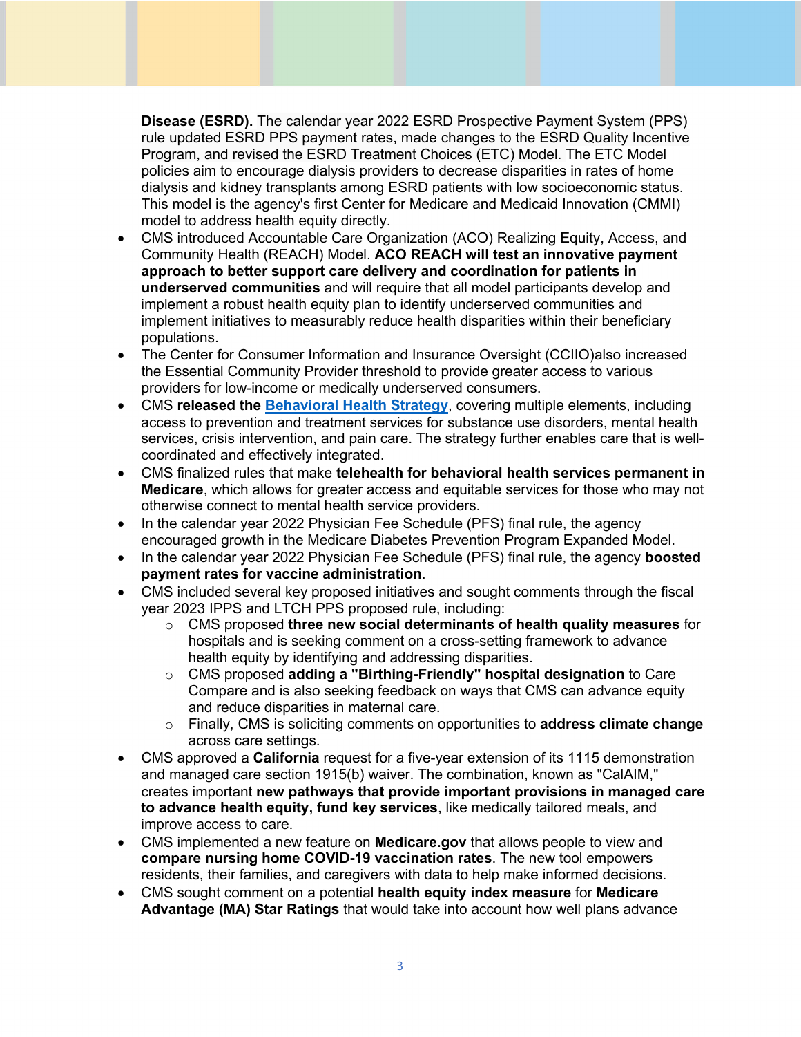**Disease (ESRD).** The calendar year 2022 ESRD Prospective Payment System (PPS) rule updated ESRD PPS payment rates, made changes to the ESRD Quality Incentive Program, and revised the ESRD Treatment Choices (ETC) Model. The ETC Model policies aim to encourage dialysis providers to decrease disparities in rates of home dialysis and kidney transplants among ESRD patients with low socioeconomic status. This model is the agency's first Center for Medicare and Medicaid Innovation (CMMI) model to address health equity directly.

- CMS introduced Accountable Care Organization (ACO) Realizing Equity, Access, and Community Health (REACH) Model. **ACO REACH will test an innovative payment approach to better support care delivery and coordination for patients in underserved communities** and will require that all model participants develop and implement a robust health equity plan to identify underserved communities and implement initiatives to measurably reduce health disparities within their beneficiary populations.
- The Center for Consumer Information and Insurance Oversight (CCIIO)also increased the Essential Community Provider threshold to provide greater access to various providers for low-income or medically underserved consumers.
- CMS **released the [Behavioral Health Strategy](Behavioral Health Strategy)**, covering multiple elements, including access to prevention and treatment services for substance use disorders, mental health services, crisis intervention, and pain care. The strategy further enables care that is well-coordinated and effectively integrated.
- CMS finalized rules that make **telehealth for behavioral health services permanent in Medicare**, which allows for greater access and equitable services for those who may not otherwise connect to mental health service providers.
- In the calendar year 2022 Physician Fee Schedule (PFS) final rule, the agency encouraged growth in the Medicare Diabetes Prevention Program Expanded Model.
- In the calendar year 2022 Physician Fee Schedule (PFS) final rule, the agency **boosted payment rates for vaccine administration**.
- CMS included several key proposed initiatives and sought comments through the fiscal year 2023 IPPS and LTCH PPS proposed rule, including:
    - CMS proposed **three new social determinants of health quality measures** for hospitals and is seeking comment on a cross-setting framework to advance health equity by identifying and addressing disparities.
    - CMS proposed **adding a "Birthing-Friendly" hospital designation** to Care Compare and is also seeking feedback on ways that CMS can advance equity and reduce disparities in maternal care.
    - Finally, CMS is soliciting comments on opportunities to **address climate change** across care settings.
- CMS approved a **California** request for a five-year extension of its 1115 demonstration and managed care section 1915(b) waiver. The combination, known as "CalAIM," creates important **new pathways that provide important provisions in managed care to advance health equity, fund key services**, like medically tailored meals, and improve access to care.
- CMS implemented a new feature on **Medicare.gov** that allows people to view and **compare nursing home COVID-19 vaccination rates**. The new tool empowers residents, their families, and caregivers with data to help make informed decisions.
- CMS sought comment on a potential **health equity index measure** for **Medicare Advantage (MA) Star Ratings** that would take into account how well plans advance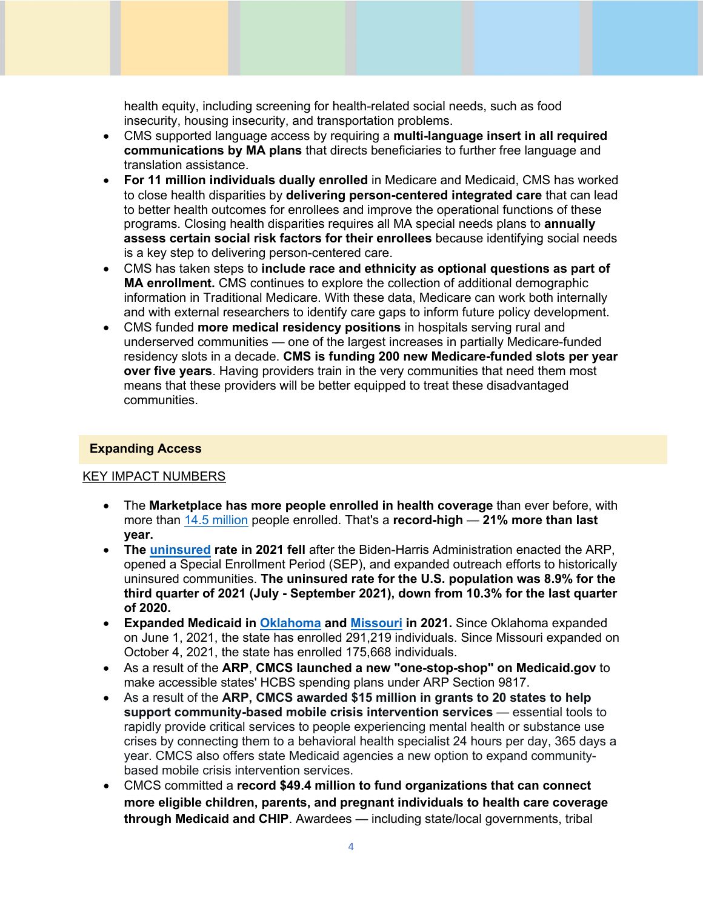health equity, including screening for health-related social needs, such as food insecurity, housing insecurity, and transportation problems.

- CMS supported language access by requiring a **multi-language insert in all required communications by MA plans** that directs beneficiaries to further free language and translation assistance.
- **For 11 million individuals dually enrolled** in Medicare and Medicaid, CMS has worked to close health disparities by **delivering person-centered integrated care** that can lead to better health outcomes for enrollees and improve the operational functions of these programs. Closing health disparities requires all MA special needs plans to **annually assess certain social risk factors for their enrollees** because identifying social needs is a key step to delivering person-centered care.
- CMS has taken steps to **include race and ethnicity as optional questions as part of MA enrollment.** CMS continues to explore the collection of additional demographic information in Traditional Medicare. With these data, Medicare can work both internally and with external researchers to identify care gaps to inform future policy development.
- CMS funded **more medical residency positions** in hospitals serving rural and underserved communities — one of the largest increases in partially Medicare-funded residency slots in a decade. **CMS is funding 200 new Medicare-funded slots per year over five years**. Having providers train in the very communities that need them most means that these providers will be better equipped to treat these disadvantaged communities.

## Expanding Access

KEY IMPACT NUMBERS

- The **Marketplace has more people enrolled in health coverage** than ever before, with more than 14.5 million people enrolled. That's a **record-high** — **21% more than last year.**
- **The uninsured rate in 2021 fell** after the Biden-Harris Administration enacted the ARP, opened a Special Enrollment Period (SEP), and expanded outreach efforts to historically uninsured communities. **The uninsured rate for the U.S. population was 8.9% for the third quarter of 2021 (July - September 2021), down from 10.3% for the last quarter of 2020.**
- **Expanded Medicaid in Oklahoma and Missouri in 2021.** Since Oklahoma expanded on June 1, 2021, the state has enrolled 291,219 individuals. Since Missouri expanded on October 4, 2021, the state has enrolled 175,668 individuals.
- As a result of the **ARP**, **CMCS launched a new "one-stop-shop" on Medicaid.gov** to make accessible states' HCBS spending plans under ARP Section 9817.
- As a result of the **ARP, CMCS awarded $15 million in grants to 20 states to help support community-based mobile crisis intervention services** — essential tools to rapidly provide critical services to people experiencing mental health or substance use crises by connecting them to a behavioral health specialist 24 hours per day, 365 days a year. CMCS also offers state Medicaid agencies a new option to expand community-based mobile crisis intervention services.
- CMCS committed a **record $49.4 million to fund organizations that can connect more eligible children, parents, and pregnant individuals to health care coverage through Medicaid and CHIP**. Awardees — including state/local governments, tribal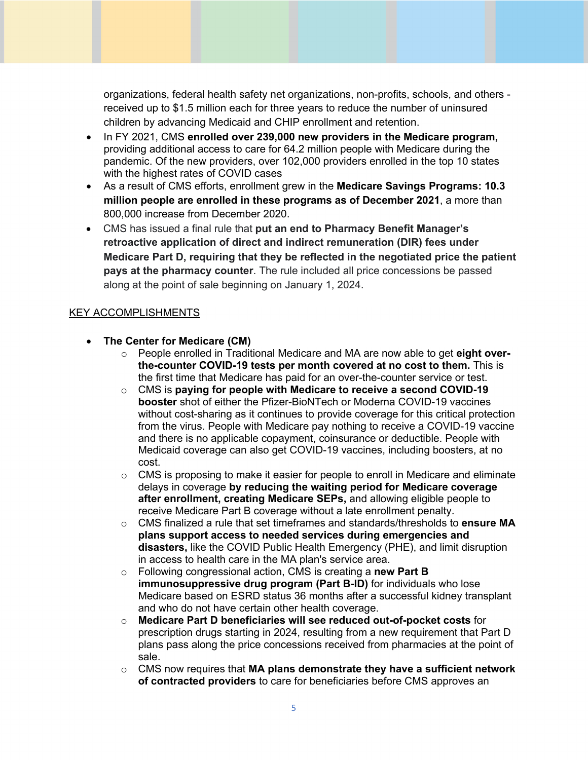organizations, federal health safety net organizations, non-profits, schools, and others - received up to $1.5 million each for three years to reduce the number of uninsured children by advancing Medicaid and CHIP enrollment and retention.

- In FY 2021, CMS **enrolled over 239,000 new providers in the Medicare program,** providing additional access to care for 64.2 million people with Medicare during the pandemic. Of the new providers, over 102,000 providers enrolled in the top 10 states with the highest rates of COVID cases
- As a result of CMS efforts, enrollment grew in the **Medicare Savings Programs: 10.3 million people are enrolled in these programs as of December 2021**, a more than 800,000 increase from December 2020.
- CMS has issued a final rule that **put an end to Pharmacy Benefit Manager's retroactive application of direct and indirect remuneration (DIR) fees under Medicare Part D, requiring that they be reflected in the negotiated price the patient pays at the pharmacy counter**. The rule included all price concessions be passed along at the point of sale beginning on January 1, 2024.

KEY ACCOMPLISHMENTS

- **The Center for Medicare (CM)**
  - People enrolled in Traditional Medicare and MA are now able to get **eight over-the-counter COVID-19 tests per month covered at no cost to them.** This is the first time that Medicare has paid for an over-the-counter service or test.
  - CMS is **paying for people with Medicare to receive a second COVID-19 booster** shot of either the Pfizer-BioNTech or Moderna COVID-19 vaccines without cost-sharing as it continues to provide coverage for this critical protection from the virus. People with Medicare pay nothing to receive a COVID-19 vaccine and there is no applicable copayment, coinsurance or deductible. People with Medicaid coverage can also get COVID-19 vaccines, including boosters, at no cost.
  - CMS is proposing to make it easier for people to enroll in Medicare and eliminate delays in coverage **by reducing the waiting period for Medicare coverage after enrollment, creating Medicare SEPs,** and allowing eligible people to receive Medicare Part B coverage without a late enrollment penalty.
  - CMS finalized a rule that set timeframes and standards/thresholds to **ensure MA plans support access to needed services during emergencies and disasters,** like the COVID Public Health Emergency (PHE), and limit disruption in access to health care in the MA plan's service area.
  - Following congressional action, CMS is creating a **new Part B immunosuppressive drug program (Part B-ID)** for individuals who lose Medicare based on ESRD status 36 months after a successful kidney transplant and who do not have certain other health coverage.
  - **Medicare Part D beneficiaries will see reduced out-of-pocket costs** for prescription drugs starting in 2024, resulting from a new requirement that Part D plans pass along the price concessions received from pharmacies at the point of sale.
  - CMS now requires that **MA plans demonstrate they have a sufficient network of contracted providers** to care for beneficiaries before CMS approves an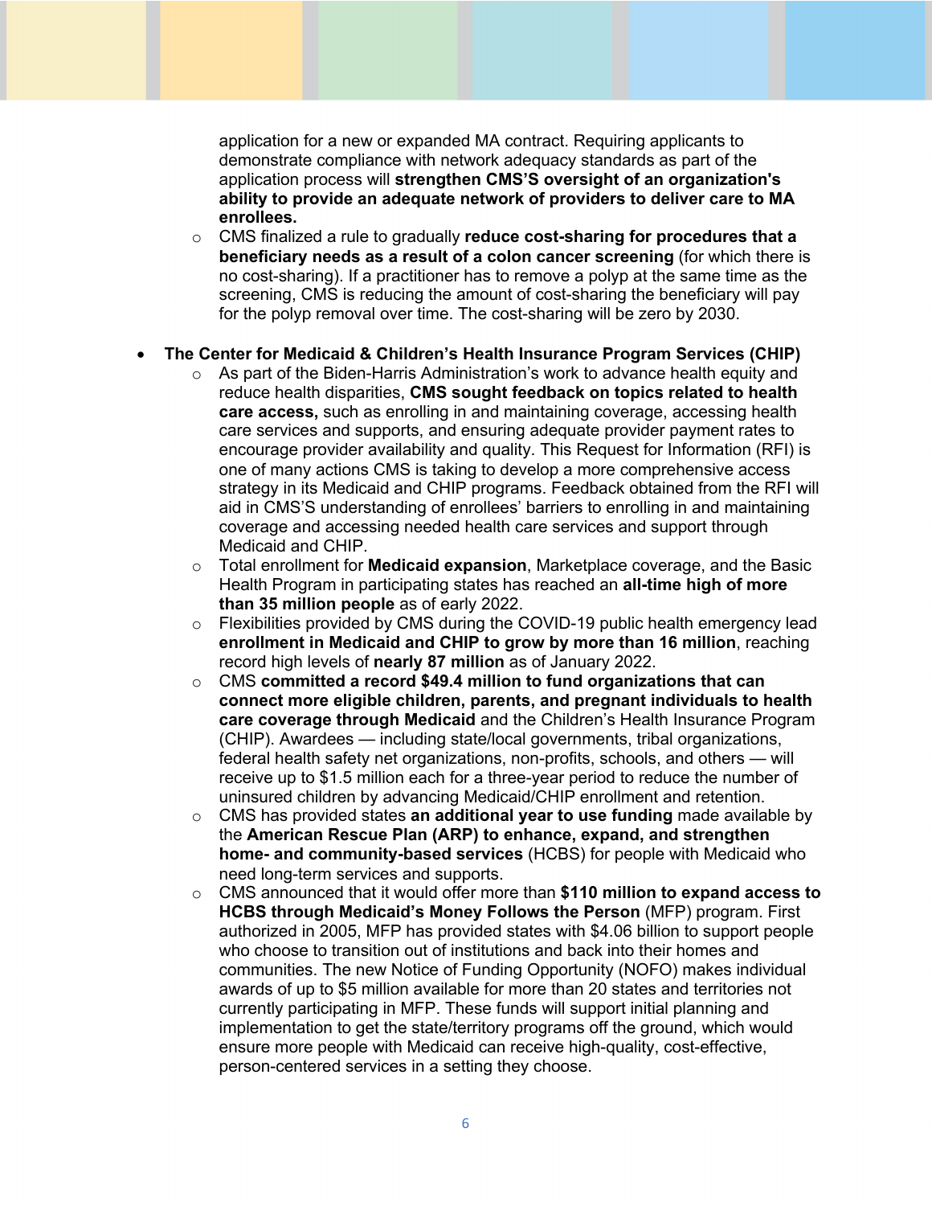- application for a new or expanded MA contract. Requiring applicants to demonstrate compliance with network adequacy standards as part of the application process will **strengthen CMS'S oversight of an organization's ability to provide an adequate network of providers to deliver care to MA enrollees.**
  - CMS finalized a rule to gradually **reduce cost-sharing for procedures that a beneficiary needs as a result of a colon cancer screening** (for which there is no cost-sharing). If a practitioner has to remove a polyp at the same time as the screening, CMS is reducing the amount of cost-sharing the beneficiary will pay for the polyp removal over time. The cost-sharing will be zero by 2030.

- **The Center for Medicaid & Children's Health Insurance Program Services (CHIP)**
  - As part of the Biden-Harris Administration's work to advance health equity and reduce health disparities, **CMS sought feedback on topics related to health care access,** such as enrolling in and maintaining coverage, accessing health care services and supports, and ensuring adequate provider payment rates to encourage provider availability and quality. This Request for Information (RFI) is one of many actions CMS is taking to develop a more comprehensive access strategy in its Medicaid and CHIP programs. Feedback obtained from the RFI will aid in CMS'S understanding of enrollees' barriers to enrolling in and maintaining coverage and accessing needed health care services and support through Medicaid and CHIP.
  - Total enrollment for **Medicaid expansion**, Marketplace coverage, and the Basic Health Program in participating states has reached an **all-time high of more than 35 million people** as of early 2022.
  - Flexibilities provided by CMS during the COVID-19 public health emergency lead **enrollment in Medicaid and CHIP to grow by more than 16 million**, reaching record high levels of **nearly 87 million** as of January 2022.
  - CMS **committed a record $49.4 million to fund organizations that can connect more eligible children, parents, and pregnant individuals to health care coverage through Medicaid** and the Children's Health Insurance Program (CHIP). Awardees — including state/local governments, tribal organizations, federal health safety net organizations, non-profits, schools, and others — will receive up to $1.5 million each for a three-year period to reduce the number of uninsured children by advancing Medicaid/CHIP enrollment and retention.
  - CMS has provided states **an additional year to use funding** made available by the **American Rescue Plan (ARP) to enhance, expand, and strengthen home- and community-based services** (HCBS) for people with Medicaid who need long-term services and supports.
  - CMS announced that it would offer more than **$110 million to expand access to HCBS through Medicaid's Money Follows the Person** (MFP) program. First authorized in 2005, MFP has provided states with $4.06 billion to support people who choose to transition out of institutions and back into their homes and communities. The new Notice of Funding Opportunity (NOFO) makes individual awards of up to $5 million available for more than 20 states and territories not currently participating in MFP. These funds will support initial planning and implementation to get the state/territory programs off the ground, which would ensure more people with Medicaid can receive high-quality, cost-effective, person-centered services in a setting they choose.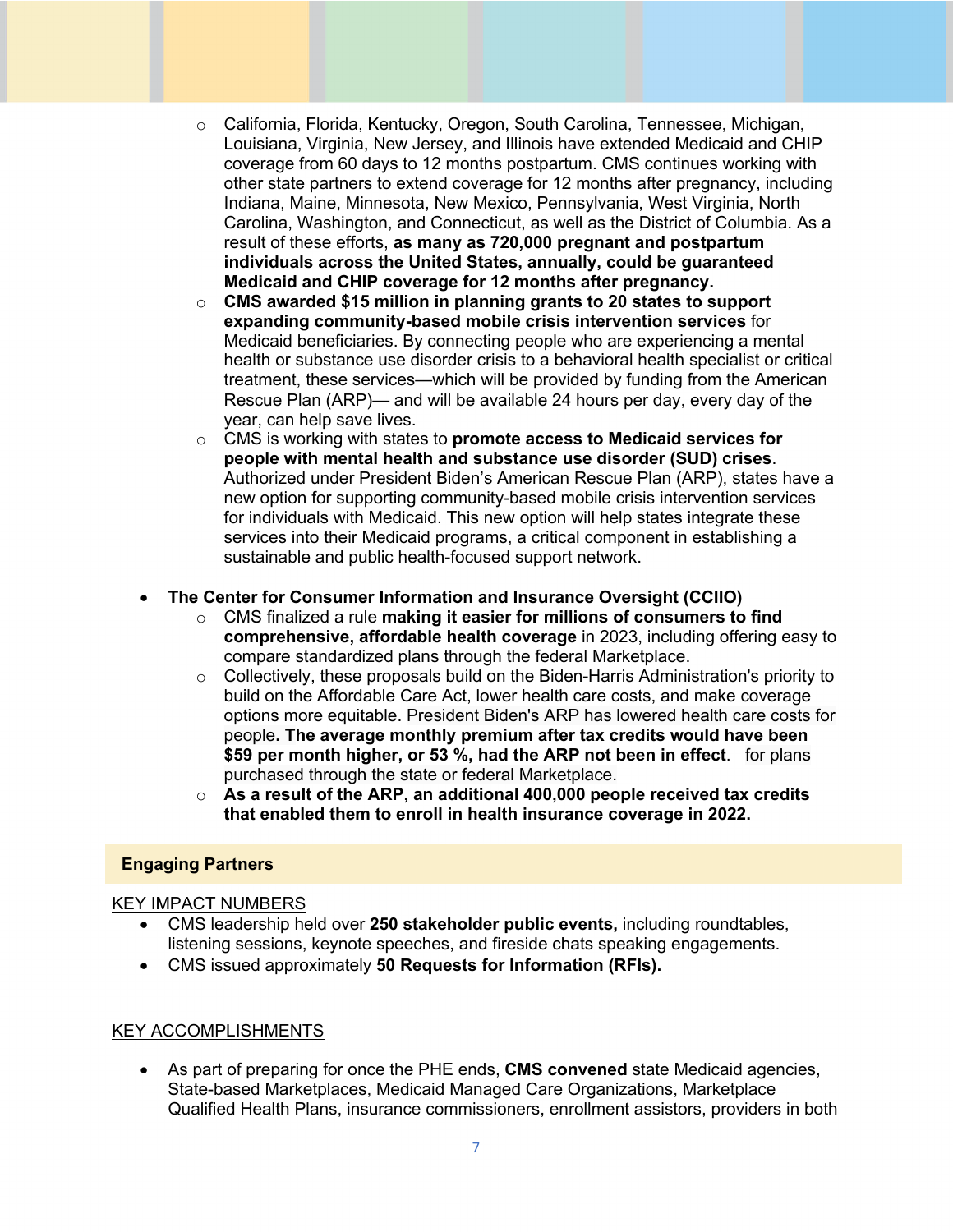- California, Florida, Kentucky, Oregon, South Carolina, Tennessee, Michigan, Louisiana, Virginia, New Jersey, and Illinois have extended Medicaid and CHIP coverage from 60 days to 12 months postpartum. CMS continues working with other state partners to extend coverage for 12 months after pregnancy, including Indiana, Maine, Minnesota, New Mexico, Pennsylvania, West Virginia, North Carolina, Washington, and Connecticut, as well as the District of Columbia. As a result of these efforts, **as many as 720,000 pregnant and postpartum individuals across the United States, annually, could be guaranteed Medicaid and CHIP coverage for 12 months after pregnancy.**
  - **CMS awarded $15 million in planning grants to 20 states to support expanding community-based mobile crisis intervention services** for Medicaid beneficiaries. By connecting people who are experiencing a mental health or substance use disorder crisis to a behavioral health specialist or critical treatment, these services—which will be provided by funding from the American Rescue Plan (ARP)— and will be available 24 hours per day, every day of the year, can help save lives.
  - CMS is working with states to **promote access to Medicaid services for people with mental health and substance use disorder (SUD) crises**. Authorized under President Biden's American Rescue Plan (ARP), states have a new option for supporting community-based mobile crisis intervention services for individuals with Medicaid. This new option will help states integrate these services into their Medicaid programs, a critical component in establishing a sustainable and public health-focused support network.

- **The Center for Consumer Information and Insurance Oversight (CCIIO)**
  - CMS finalized a rule **making it easier for millions of consumers to find comprehensive, affordable health coverage** in 2023, including offering easy to compare standardized plans through the federal Marketplace.
  - Collectively, these proposals build on the Biden-Harris Administration's priority to build on the Affordable Care Act, lower health care costs, and make coverage options more equitable. President Biden's ARP has lowered health care costs for people**. The average monthly premium after tax credits would have been $59 per month higher, or 53 %, had the ARP not been in effect**. for plans purchased through the state or federal Marketplace.
  - **As a result of the ARP, an additional 400,000 people received tax credits that enabled them to enroll in health insurance coverage in 2022.**

## Engaging Partners

KEY IMPACT NUMBERS

- CMS leadership held over **250 stakeholder public events,** including roundtables, listening sessions, keynote speeches, and fireside chats speaking engagements.
- CMS issued approximately **50 Requests for Information (RFIs).**

KEY ACCOMPLISHMENTS

- As part of preparing for once the PHE ends, **CMS convened** state Medicaid agencies, State-based Marketplaces, Medicaid Managed Care Organizations, Marketplace Qualified Health Plans, insurance commissioners, enrollment assistors, providers in both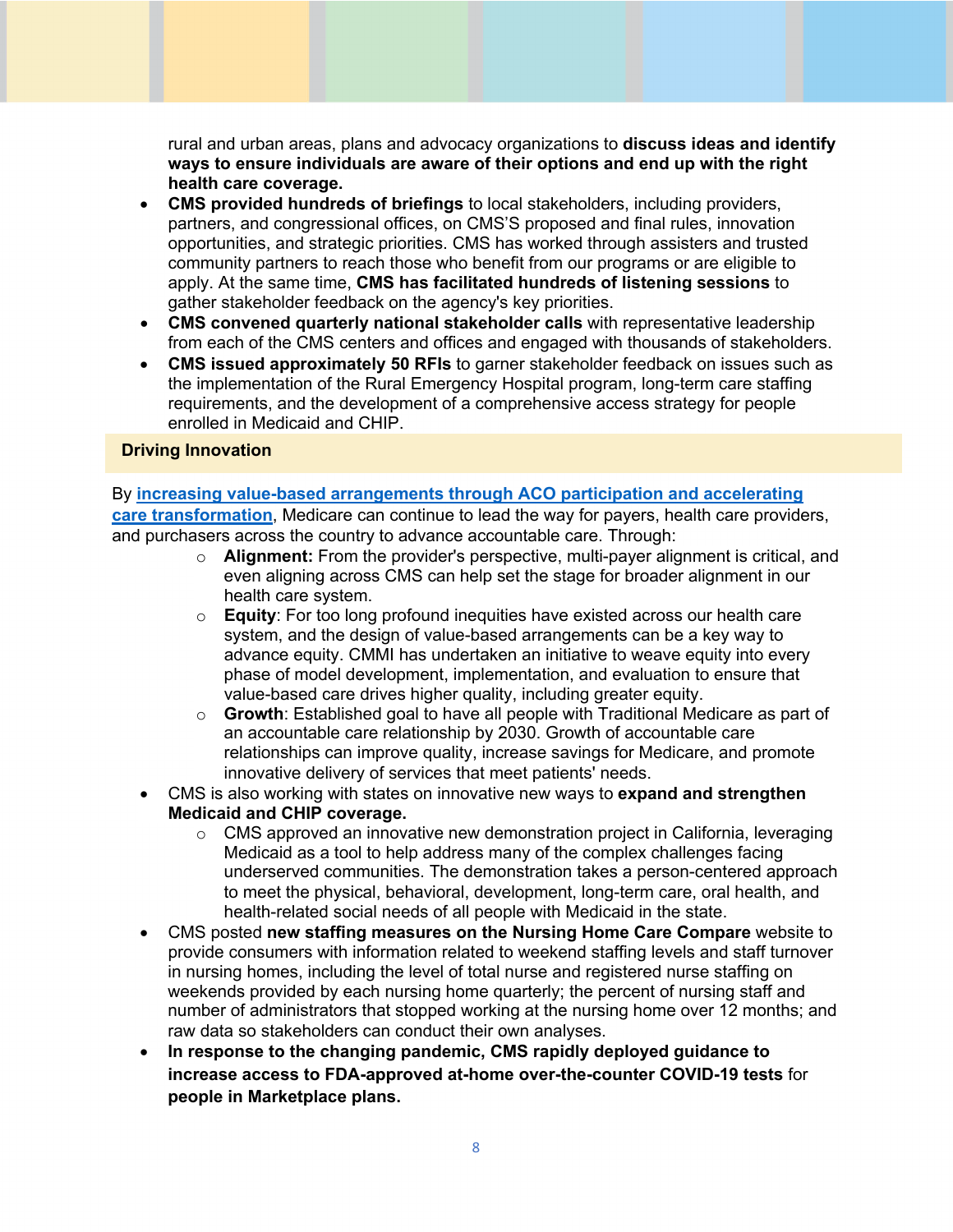rural and urban areas, plans and advocacy organizations to **discuss ideas and identify ways to ensure individuals are aware of their options and end up with the right health care coverage.**

- **CMS provided hundreds of briefings** to local stakeholders, including providers, partners, and congressional offices, on CMS'S proposed and final rules, innovation opportunities, and strategic priorities. CMS has worked through assisters and trusted community partners to reach those who benefit from our programs or are eligible to apply. At the same time, **CMS has facilitated hundreds of listening sessions** to gather stakeholder feedback on the agency's key priorities.
- **CMS convened quarterly national stakeholder calls** with representative leadership from each of the CMS centers and offices and engaged with thousands of stakeholders.
- **CMS issued approximately 50 RFIs** to garner stakeholder feedback on issues such as the implementation of the Rural Emergency Hospital program, long-term care staffing requirements, and the development of a comprehensive access strategy for people enrolled in Medicaid and CHIP.

## Driving Innovation

By **increasing value-based arrangements through ACO participation and accelerating care transformation**, Medicare can continue to lead the way for payers, health care providers, and purchasers across the country to advance accountable care. Through:

- **Alignment:** From the provider's perspective, multi-payer alignment is critical, and even aligning across CMS can help set the stage for broader alignment in our health care system.
- **Equity**: For too long profound inequities have existed across our health care system, and the design of value-based arrangements can be a key way to advance equity. CMMI has undertaken an initiative to weave equity into every phase of model development, implementation, and evaluation to ensure that value-based care drives higher quality, including greater equity.
- **Growth**: Established goal to have all people with Traditional Medicare as part of an accountable care relationship by 2030. Growth of accountable care relationships can improve quality, increase savings for Medicare, and promote innovative delivery of services that meet patients' needs.

- CMS is also working with states on innovative new ways to **expand and strengthen Medicaid and CHIP coverage.**
  - CMS approved an innovative new demonstration project in California, leveraging Medicaid as a tool to help address many of the complex challenges facing underserved communities. The demonstration takes a person-centered approach to meet the physical, behavioral, development, long-term care, oral health, and health-related social needs of all people with Medicaid in the state.
- CMS posted **new staffing measures on the Nursing Home Care Compare** website to provide consumers with information related to weekend staffing levels and staff turnover in nursing homes, including the level of total nurse and registered nurse staffing on weekends provided by each nursing home quarterly; the percent of nursing staff and number of administrators that stopped working at the nursing home over 12 months; and raw data so stakeholders can conduct their own analyses.
- **In response to the changing pandemic, CMS rapidly deployed guidance to increase access to FDA-approved at-home over-the-counter COVID-19 tests** for **people in Marketplace plans.**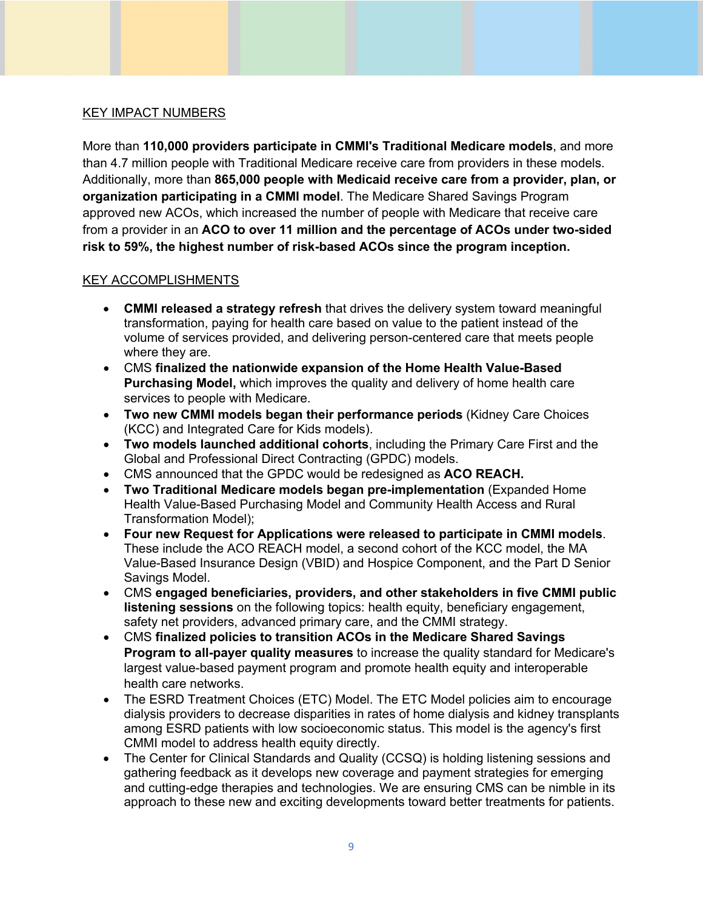KEY IMPACT NUMBERS

More than **110,000 providers participate in CMMI's Traditional Medicare models**, and more than 4.7 million people with Traditional Medicare receive care from providers in these models. Additionally, more than **865,000 people with Medicaid receive care from a provider, plan, or organization participating in a CMMI model**. The Medicare Shared Savings Program approved new ACOs, which increased the number of people with Medicare that receive care from a provider in an **ACO to over 11 million and the percentage of ACOs under two-sided risk to 59%, the highest number of risk-based ACOs since the program inception.**

KEY ACCOMPLISHMENTS

- **CMMI released a strategy refresh** that drives the delivery system toward meaningful transformation, paying for health care based on value to the patient instead of the volume of services provided, and delivering person-centered care that meets people where they are.
- CMS **finalized the nationwide expansion of the Home Health Value-Based Purchasing Model,** which improves the quality and delivery of home health care services to people with Medicare.
- **Two new CMMI models began their performance periods** (Kidney Care Choices (KCC) and Integrated Care for Kids models).
- **Two models launched additional cohorts**, including the Primary Care First and the Global and Professional Direct Contracting (GPDC) models.
- CMS announced that the GPDC would be redesigned as **ACO REACH.**
- **Two Traditional Medicare models began pre-implementation** (Expanded Home Health Value-Based Purchasing Model and Community Health Access and Rural Transformation Model);
- **Four new Request for Applications were released to participate in CMMI models**. These include the ACO REACH model, a second cohort of the KCC model, the MA Value-Based Insurance Design (VBID) and Hospice Component, and the Part D Senior Savings Model.
- CMS **engaged beneficiaries, providers, and other stakeholders in five CMMI public listening sessions** on the following topics: health equity, beneficiary engagement, safety net providers, advanced primary care, and the CMMI strategy.
- CMS **finalized policies to transition ACOs in the Medicare Shared Savings Program to all-payer quality measures** to increase the quality standard for Medicare's largest value-based payment program and promote health equity and interoperable health care networks.
- The ESRD Treatment Choices (ETC) Model. The ETC Model policies aim to encourage dialysis providers to decrease disparities in rates of home dialysis and kidney transplants among ESRD patients with low socioeconomic status. This model is the agency's first CMMI model to address health equity directly.
- The Center for Clinical Standards and Quality (CCSQ) is holding listening sessions and gathering feedback as it develops new coverage and payment strategies for emerging and cutting-edge therapies and technologies. We are ensuring CMS can be nimble in its approach to these new and exciting developments toward better treatments for patients.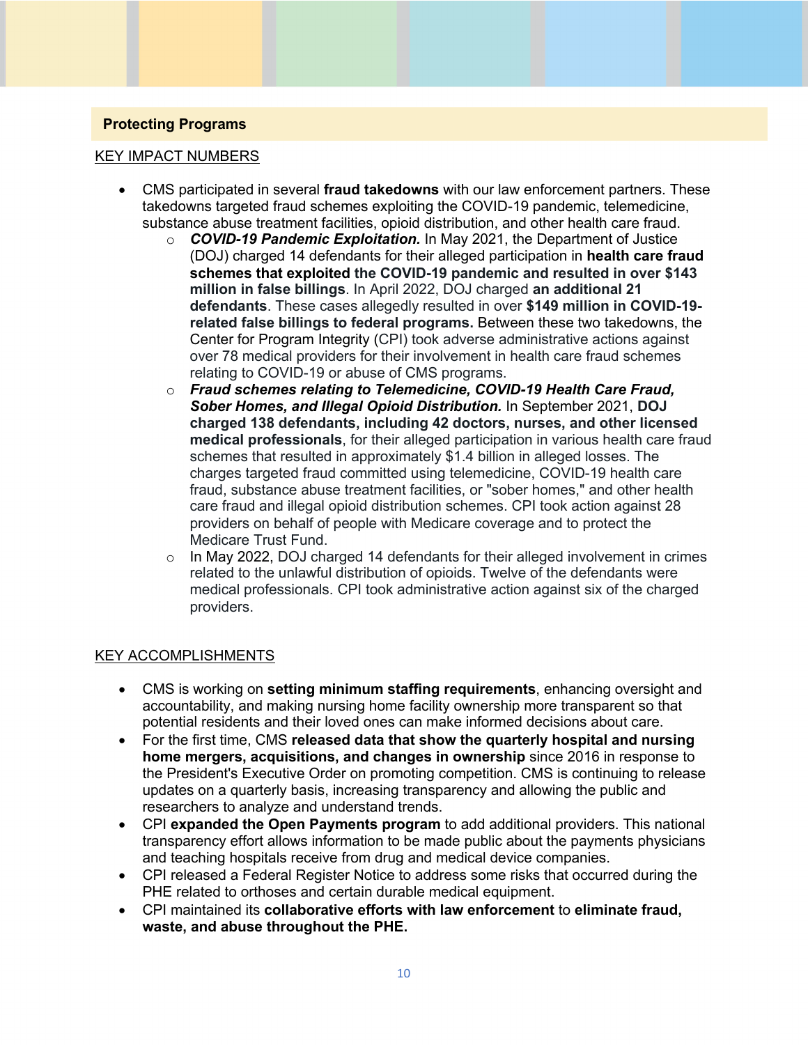## Protecting Programs

KEY IMPACT NUMBERS

- CMS participated in several **fraud takedowns** with our law enforcement partners. These takedowns targeted fraud schemes exploiting the COVID-19 pandemic, telemedicine, substance abuse treatment facilities, opioid distribution, and other health care fraud.
  - ***COVID-19 Pandemic Exploitation.*** In May 2021, the Department of Justice (DOJ) charged 14 defendants for their alleged participation in **health care fraud schemes that exploited the COVID-19 pandemic and resulted in over $143 million in false billings**. In April 2022, DOJ charged **an additional 21 defendants**. These cases allegedly resulted in over **$149 million in COVID-19-related false billings to federal programs.** Between these two takedowns, the Center for Program Integrity (CPI) took adverse administrative actions against over 78 medical providers for their involvement in health care fraud schemes relating to COVID-19 or abuse of CMS programs.
  - ***Fraud schemes relating to Telemedicine, COVID-19 Health Care Fraud, Sober Homes, and Illegal Opioid Distribution.*** In September 2021, **DOJ charged 138 defendants, including 42 doctors, nurses, and other licensed medical professionals**, for their alleged participation in various health care fraud schemes that resulted in approximately $1.4 billion in alleged losses. The charges targeted fraud committed using telemedicine, COVID-19 health care fraud, substance abuse treatment facilities, or "sober homes," and other health care fraud and illegal opioid distribution schemes. CPI took action against 28 providers on behalf of people with Medicare coverage and to protect the Medicare Trust Fund.
  - In May 2022, DOJ charged 14 defendants for their alleged involvement in crimes related to the unlawful distribution of opioids. Twelve of the defendants were medical professionals. CPI took administrative action against six of the charged providers.

KEY ACCOMPLISHMENTS

- CMS is working on **setting minimum staffing requirements**, enhancing oversight and accountability, and making nursing home facility ownership more transparent so that potential residents and their loved ones can make informed decisions about care.
- For the first time, CMS **released data that show the quarterly hospital and nursing home mergers, acquisitions, and changes in ownership** since 2016 in response to the President's Executive Order on promoting competition. CMS is continuing to release updates on a quarterly basis, increasing transparency and allowing the public and researchers to analyze and understand trends.
- CPI **expanded the Open Payments program** to add additional providers. This national transparency effort allows information to be made public about the payments physicians and teaching hospitals receive from drug and medical device companies.
- CPI released a Federal Register Notice to address some risks that occurred during the PHE related to orthoses and certain durable medical equipment.
- CPI maintained its **collaborative efforts with law enforcement** to **eliminate fraud, waste, and abuse throughout the PHE.**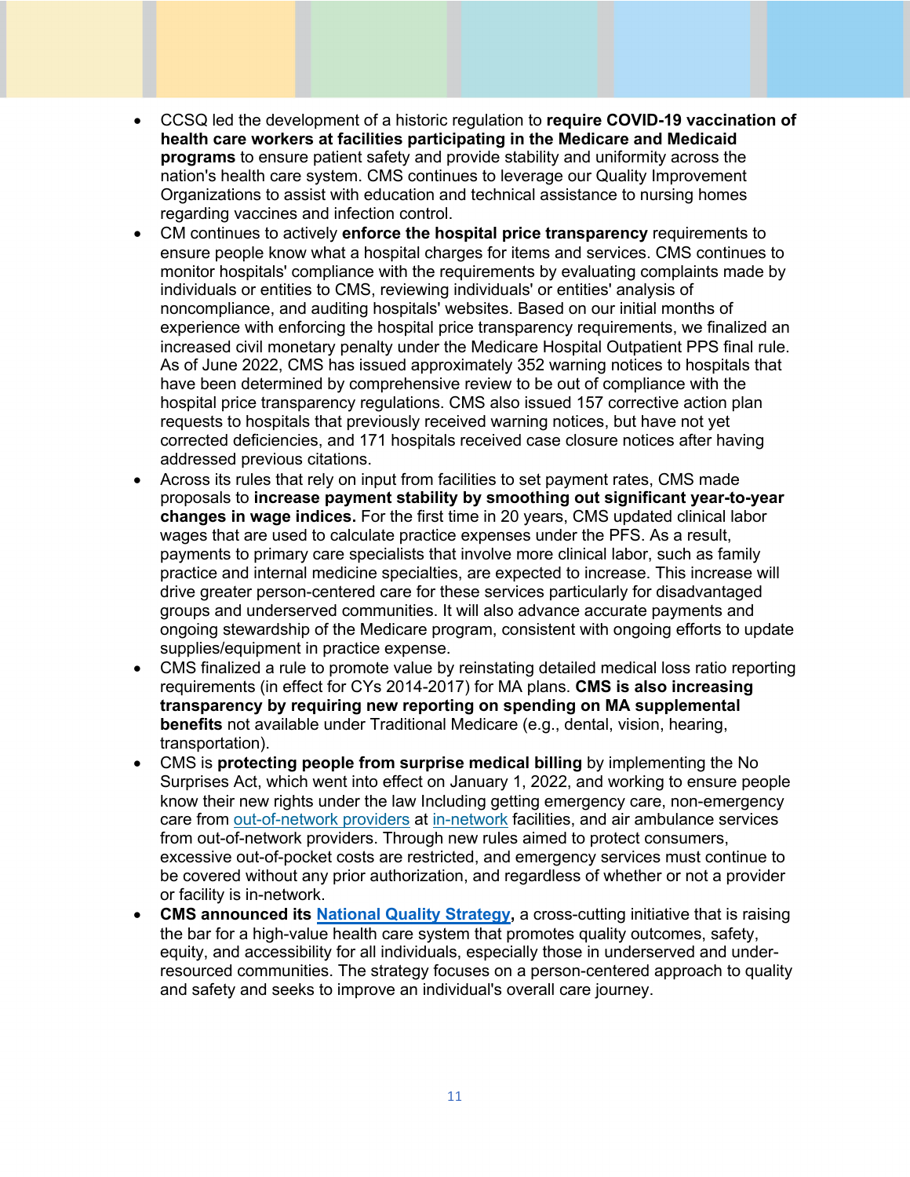- CCSQ led the development of a historic regulation to **require COVID-19 vaccination of health care workers at facilities participating in the Medicare and Medicaid programs** to ensure patient safety and provide stability and uniformity across the nation's health care system. CMS continues to leverage our Quality Improvement Organizations to assist with education and technical assistance to nursing homes regarding vaccines and infection control.
- CM continues to actively **enforce the hospital price transparency** requirements to ensure people know what a hospital charges for items and services. CMS continues to monitor hospitals' compliance with the requirements by evaluating complaints made by individuals or entities to CMS, reviewing individuals' or entities' analysis of noncompliance, and auditing hospitals' websites. Based on our initial months of experience with enforcing the hospital price transparency requirements, we finalized an increased civil monetary penalty under the Medicare Hospital Outpatient PPS final rule. As of June 2022, CMS has issued approximately 352 warning notices to hospitals that have been determined by comprehensive review to be out of compliance with the hospital price transparency regulations. CMS also issued 157 corrective action plan requests to hospitals that previously received warning notices, but have not yet corrected deficiencies, and 171 hospitals received case closure notices after having addressed previous citations.
- Across its rules that rely on input from facilities to set payment rates, CMS made proposals to **increase payment stability by smoothing out significant year-to-year changes in wage indices.** For the first time in 20 years, CMS updated clinical labor wages that are used to calculate practice expenses under the PFS. As a result, payments to primary care specialists that involve more clinical labor, such as family practice and internal medicine specialties, are expected to increase. This increase will drive greater person-centered care for these services particularly for disadvantaged groups and underserved communities. It will also advance accurate payments and ongoing stewardship of the Medicare program, consistent with ongoing efforts to update supplies/equipment in practice expense.
- CMS finalized a rule to promote value by reinstating detailed medical loss ratio reporting requirements (in effect for CYs 2014-2017) for MA plans. **CMS is also increasing transparency by requiring new reporting on spending on MA supplemental benefits** not available under Traditional Medicare (e.g., dental, vision, hearing, transportation).
- CMS is **protecting people from surprise medical billing** by implementing the No Surprises Act, which went into effect on January 1, 2022, and working to ensure people know their new rights under the law Including getting emergency care, non-emergency care from out-of-network providers at in-network facilities, and air ambulance services from out-of-network providers. Through new rules aimed to protect consumers, excessive out-of-pocket costs are restricted, and emergency services must continue to be covered without any prior authorization, and regardless of whether or not a provider or facility is in-network.
- **CMS announced its National Quality Strategy,** a cross-cutting initiative that is raising the bar for a high-value health care system that promotes quality outcomes, safety, equity, and accessibility for all individuals, especially those in underserved and under-resourced communities. The strategy focuses on a person-centered approach to quality and safety and seeks to improve an individual's overall care journey.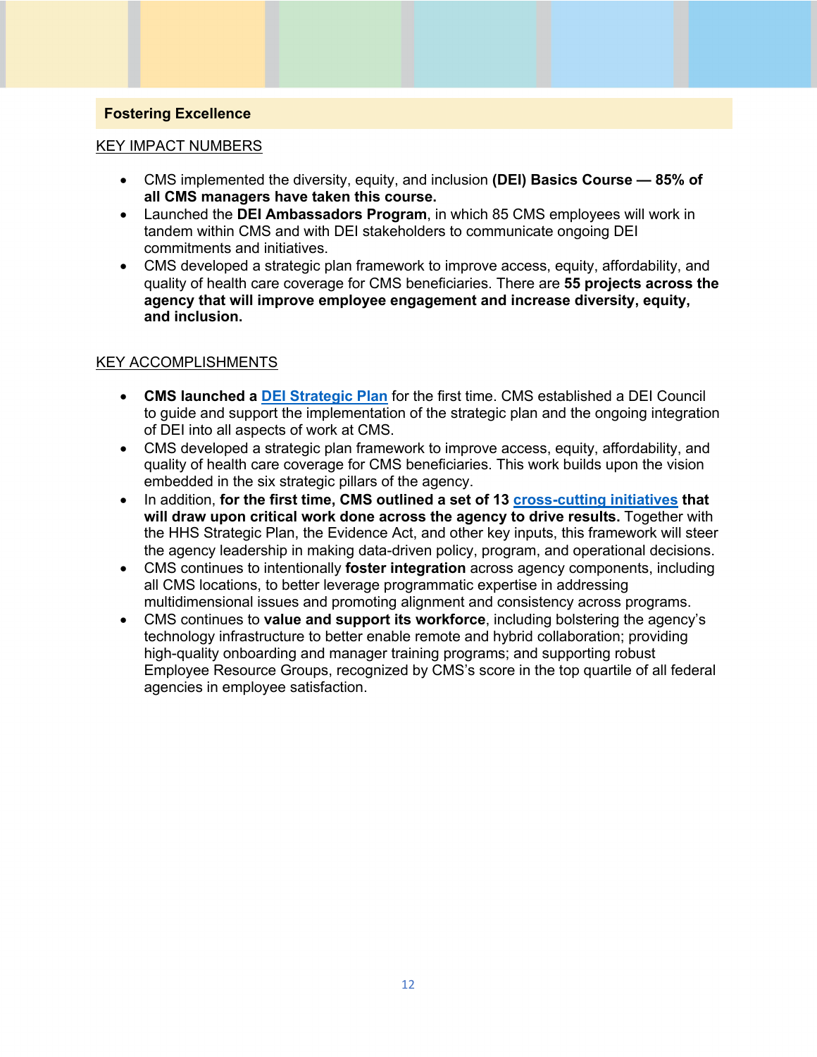## Fostering Excellence

KEY IMPACT NUMBERS

- CMS implemented the diversity, equity, and inclusion **(DEI) Basics Course — 85% of all CMS managers have taken this course.**
- Launched the **DEI Ambassadors Program**, in which 85 CMS employees will work in tandem within CMS and with DEI stakeholders to communicate ongoing DEI commitments and initiatives.
- CMS developed a strategic plan framework to improve access, equity, affordability, and quality of health care coverage for CMS beneficiaries. There are **55 projects across the agency that will improve employee engagement and increase diversity, equity, and inclusion.**

KEY ACCOMPLISHMENTS

- **CMS launched a DEI Strategic Plan** for the first time. CMS established a DEI Council to guide and support the implementation of the strategic plan and the ongoing integration of DEI into all aspects of work at CMS.
- CMS developed a strategic plan framework to improve access, equity, affordability, and quality of health care coverage for CMS beneficiaries. This work builds upon the vision embedded in the six strategic pillars of the agency.
- In addition, **for the first time, CMS outlined a set of 13 cross-cutting initiatives that will draw upon critical work done across the agency to drive results.** Together with the HHS Strategic Plan, the Evidence Act, and other key inputs, this framework will steer the agency leadership in making data-driven policy, program, and operational decisions.
- CMS continues to intentionally **foster integration** across agency components, including all CMS locations, to better leverage programmatic expertise in addressing multidimensional issues and promoting alignment and consistency across programs.
- CMS continues to **value and support its workforce**, including bolstering the agency's technology infrastructure to better enable remote and hybrid collaboration; providing high-quality onboarding and manager training programs; and supporting robust Employee Resource Groups, recognized by CMS's score in the top quartile of all federal agencies in employee satisfaction.